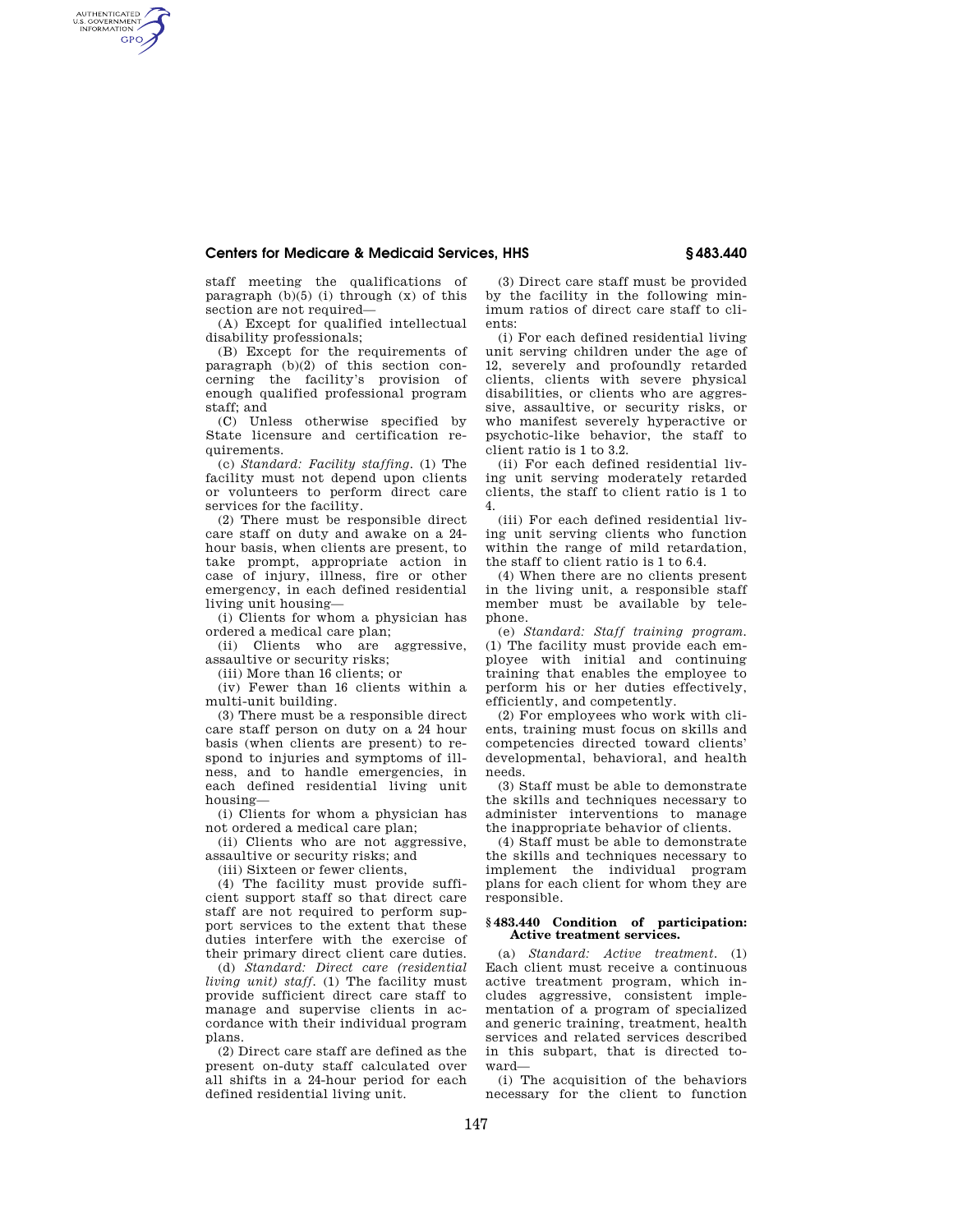staff meeting the qualifications of paragraph (b)(5) (i) through (x) of this section are not required—

(A) Except for qualified intellectual disability professionals;

(B) Except for the requirements of paragraph (b)(2) of this section concerning the facility's provision of enough qualified professional program staff; and

(C) Unless otherwise specified by State licensure and certification requirements.

(c) *Standard: Facility staffing.* (1) The facility must not depend upon clients or volunteers to perform direct care services for the facility.

(2) There must be responsible direct care staff on duty and awake on a 24-hour basis, when clients are present, to take prompt, appropriate action in case of injury, illness, fire or other emergency, in each defined residential living unit housing—

(i) Clients for whom a physician has ordered a medical care plan;

(ii) Clients who are aggressive, assaultive or security risks;

(iii) More than 16 clients; or

(iv) Fewer than 16 clients within a multi-unit building.

(3) There must be a responsible direct care staff person on duty on a 24 hour basis (when clients are present) to respond to injuries and symptoms of illness, and to handle emergencies, in each defined residential living unit housing—

(i) Clients for whom a physician has not ordered a medical care plan;

(ii) Clients who are not aggressive, assaultive or security risks; and

(iii) Sixteen or fewer clients,

(4) The facility must provide sufficient support staff so that direct care staff are not required to perform support services to the extent that these duties interfere with the exercise of their primary direct client care duties.

(d) *Standard: Direct care (residential living unit) staff.* (1) The facility must provide sufficient direct care staff to manage and supervise clients in accordance with their individual program plans.

(2) Direct care staff are defined as the present on-duty staff calculated over all shifts in a 24-hour period for each defined residential living unit.

(3) Direct care staff must be provided by the facility in the following minimum ratios of direct care staff to clients:

(i) For each defined residential living unit serving children under the age of 12, severely and profoundly retarded clients, clients with severe physical disabilities, or clients who are aggressive, assaultive, or security risks, or who manifest severely hyperactive or psychotic-like behavior, the staff to client ratio is 1 to 3.2.

(ii) For each defined residential living unit serving moderately retarded clients, the staff to client ratio is 1 to 4.

(iii) For each defined residential living unit serving clients who function within the range of mild retardation, the staff to client ratio is 1 to 6.4.

(4) When there are no clients present in the living unit, a responsible staff member must be available by telephone.

(e) *Standard: Staff training program.* (1) The facility must provide each employee with initial and continuing training that enables the employee to perform his or her duties effectively, efficiently, and competently.

(2) For employees who work with clients, training must focus on skills and competencies directed toward clients' developmental, behavioral, and health needs.

(3) Staff must be able to demonstrate the skills and techniques necessary to administer interventions to manage the inappropriate behavior of clients.

(4) Staff must be able to demonstrate the skills and techniques necessary to implement the individual program plans for each client for whom they are responsible.

### § 483.440 Condition of participation: Active treatment services.

(a) *Standard: Active treatment.* (1) Each client must receive a continuous active treatment program, which includes aggressive, consistent implementation of a program of specialized and generic training, treatment, health services and related services described in this subpart, that is directed toward—

(i) The acquisition of the behaviors necessary for the client to function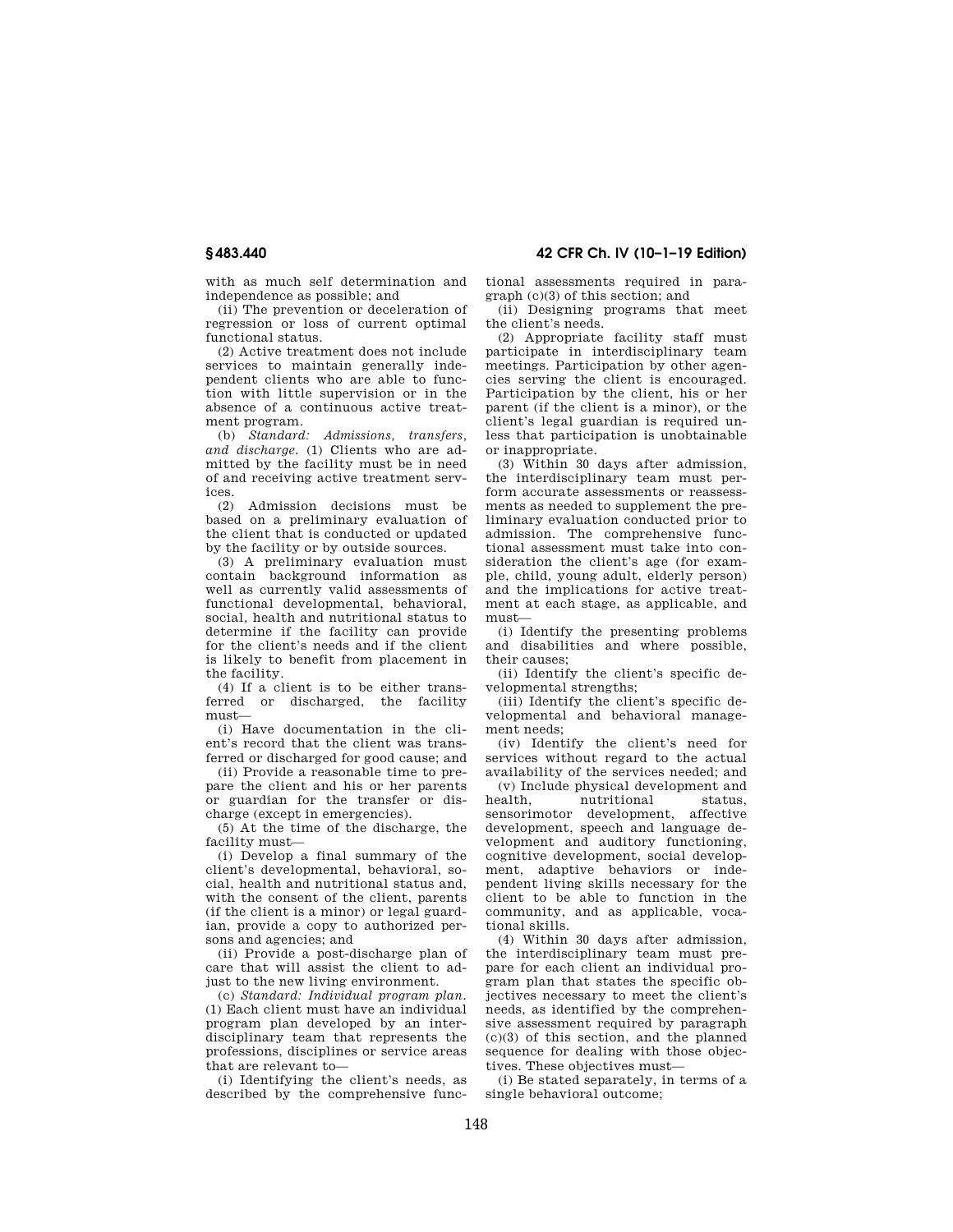with as much self determination and independence as possible; and

(ii) The prevention or deceleration of regression or loss of current optimal functional status.

(2) Active treatment does not include services to maintain generally independent clients who are able to function with little supervision or in the absence of a continuous active treatment program.

(b) *Standard: Admissions, transfers, and discharge.* (1) Clients who are admitted by the facility must be in need of and receiving active treatment services.

(2) Admission decisions must be based on a preliminary evaluation of the client that is conducted or updated by the facility or by outside sources.

(3) A preliminary evaluation must contain background information as well as currently valid assessments of functional developmental, behavioral, social, health and nutritional status to determine if the facility can provide for the client's needs and if the client is likely to benefit from placement in the facility.

(4) If a client is to be either transferred or discharged, the facility must—

(i) Have documentation in the client's record that the client was transferred or discharged for good cause; and

(ii) Provide a reasonable time to prepare the client and his or her parents or guardian for the transfer or discharge (except in emergencies).

(5) At the time of the discharge, the facility must—

(i) Develop a final summary of the client's developmental, behavioral, social, health and nutritional status and, with the consent of the client, parents (if the client is a minor) or legal guardian, provide a copy to authorized persons and agencies; and

(ii) Provide a post-discharge plan of care that will assist the client to adjust to the new living environment.

(c) *Standard: Individual program plan.* (1) Each client must have an individual program plan developed by an interdisciplinary team that represents the professions, disciplines or service areas that are relevant to—

(i) Identifying the client's needs, as described by the comprehensive functional assessments required in paragraph (c)(3) of this section; and

(ii) Designing programs that meet the client's needs.

(2) Appropriate facility staff must participate in interdisciplinary team meetings. Participation by other agencies serving the client is encouraged. Participation by the client, his or her parent (if the client is a minor), or the client's legal guardian is required unless that participation is unobtainable or inappropriate.

(3) Within 30 days after admission, the interdisciplinary team must perform accurate assessments or reassessments as needed to supplement the preliminary evaluation conducted prior to admission. The comprehensive functional assessment must take into consideration the client's age (for example, child, young adult, elderly person) and the implications for active treatment at each stage, as applicable, and must—

(i) Identify the presenting problems and disabilities and where possible, their causes;

(ii) Identify the client's specific developmental strengths;

(iii) Identify the client's specific developmental and behavioral management needs;

(iv) Identify the client's need for services without regard to the actual availability of the services needed; and

(v) Include physical development and health, nutritional status, sensorimotor development, affective development, speech and language development and auditory functioning, cognitive development, social development, adaptive behaviors or independent living skills necessary for the client to be able to function in the community, and as applicable, vocational skills.

(4) Within 30 days after admission, the interdisciplinary team must prepare for each client an individual program plan that states the specific objectives necessary to meet the client's needs, as identified by the comprehensive assessment required by paragraph (c)(3) of this section, and the planned sequence for dealing with those objectives. These objectives must—

(i) Be stated separately, in terms of a single behavioral outcome;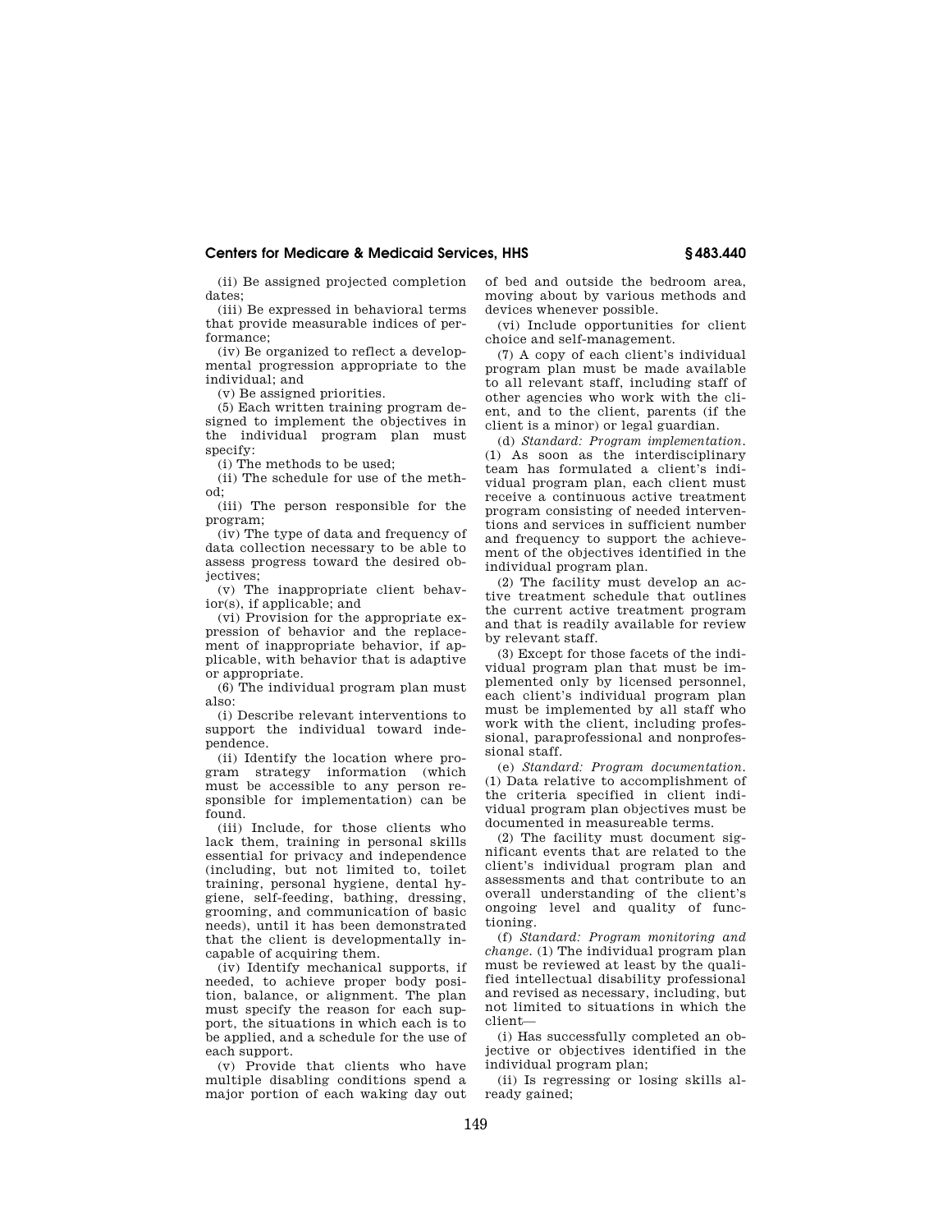(ii) Be assigned projected completion dates;

(iii) Be expressed in behavioral terms that provide measurable indices of performance;

(iv) Be organized to reflect a developmental progression appropriate to the individual; and

(v) Be assigned priorities.

(5) Each written training program designed to implement the objectives in the individual program plan must specify:

(i) The methods to be used;

(ii) The schedule for use of the method;

(iii) The person responsible for the program;

(iv) The type of data and frequency of data collection necessary to be able to assess progress toward the desired objectives;

(v) The inappropriate client behavior(s), if applicable; and

(vi) Provision for the appropriate expression of behavior and the replacement of inappropriate behavior, if applicable, with behavior that is adaptive or appropriate.

(6) The individual program plan must also:

(i) Describe relevant interventions to support the individual toward independence.

(ii) Identify the location where program strategy information (which must be accessible to any person responsible for implementation) can be found.

(iii) Include, for those clients who lack them, training in personal skills essential for privacy and independence (including, but not limited to, toilet training, personal hygiene, dental hygiene, self-feeding, bathing, dressing, grooming, and communication of basic needs), until it has been demonstrated that the client is developmentally incapable of acquiring them.

(iv) Identify mechanical supports, if needed, to achieve proper body position, balance, or alignment. The plan must specify the reason for each support, the situations in which each is to be applied, and a schedule for the use of each support.

(v) Provide that clients who have multiple disabling conditions spend a major portion of each waking day out of bed and outside the bedroom area, moving about by various methods and devices whenever possible.

(vi) Include opportunities for client choice and self-management.

(7) A copy of each client's individual program plan must be made available to all relevant staff, including staff of other agencies who work with the client, and to the client, parents (if the client is a minor) or legal guardian.

(d) *Standard: Program implementation.* (1) As soon as the interdisciplinary team has formulated a client's individual program plan, each client must receive a continuous active treatment program consisting of needed interventions and services in sufficient number and frequency to support the achievement of the objectives identified in the individual program plan.

(2) The facility must develop an active treatment schedule that outlines the current active treatment program and that is readily available for review by relevant staff.

(3) Except for those facets of the individual program plan that must be implemented only by licensed personnel, each client's individual program plan must be implemented by all staff who work with the client, including professional, paraprofessional and nonprofessional staff.

(e) *Standard: Program documentation.* (1) Data relative to accomplishment of the criteria specified in client individual program plan objectives must be documented in measureable terms.

(2) The facility must document significant events that are related to the client's individual program plan and assessments and that contribute to an overall understanding of the client's ongoing level and quality of functioning.

(f) *Standard: Program monitoring and change.* (1) The individual program plan must be reviewed at least by the qualified intellectual disability professional and revised as necessary, including, but not limited to situations in which the client—

(i) Has successfully completed an objective or objectives identified in the individual program plan;

(ii) Is regressing or losing skills already gained;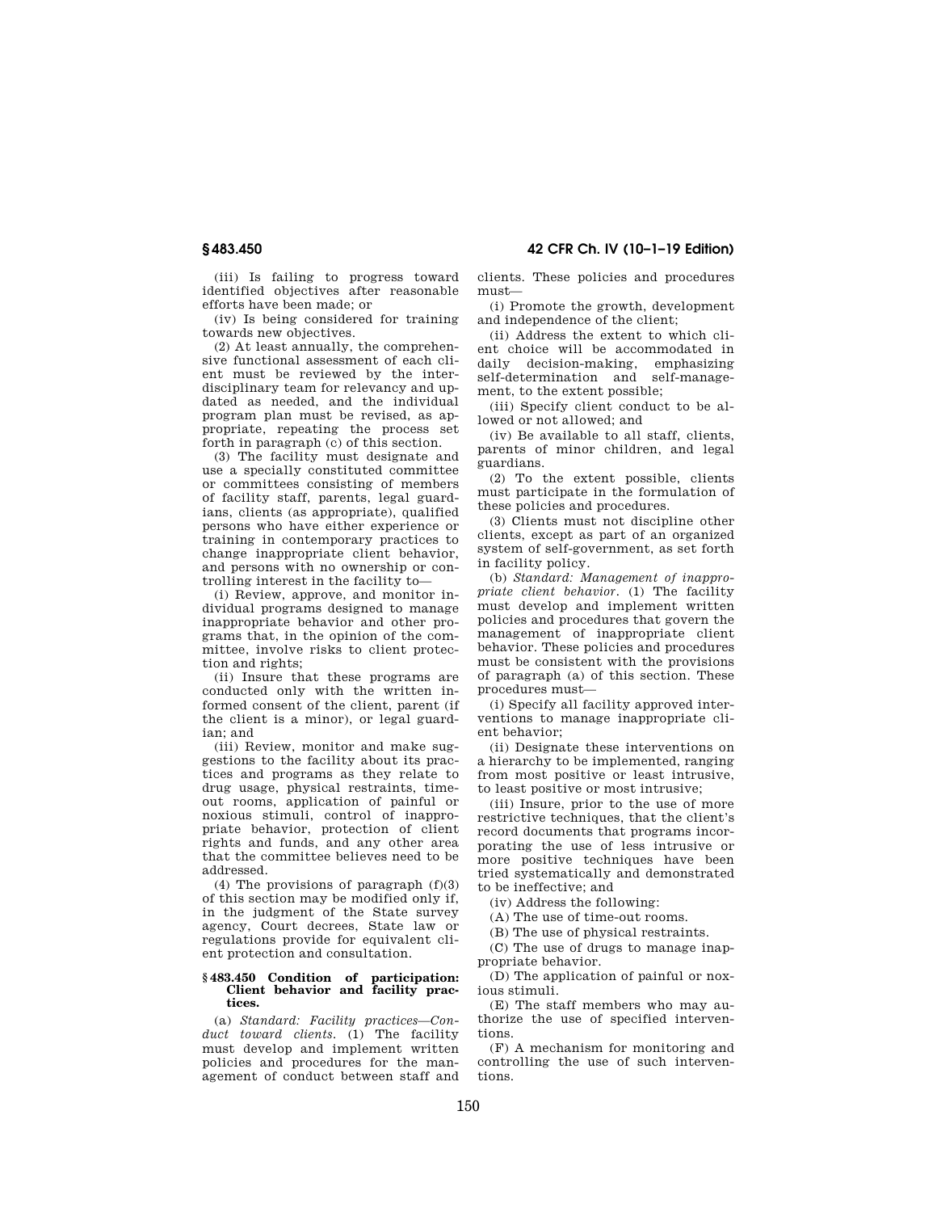(iii) Is failing to progress toward identified objectives after reasonable efforts have been made; or

(iv) Is being considered for training towards new objectives.

(2) At least annually, the comprehensive functional assessment of each client must be reviewed by the interdisciplinary team for relevancy and updated as needed, and the individual program plan must be revised, as appropriate, repeating the process set forth in paragraph (c) of this section.

(3) The facility must designate and use a specially constituted committee or committees consisting of members of facility staff, parents, legal guardians, clients (as appropriate), qualified persons who have either experience or training in contemporary practices to change inappropriate client behavior, and persons with no ownership or controlling interest in the facility to—

(i) Review, approve, and monitor individual programs designed to manage inappropriate behavior and other programs that, in the opinion of the committee, involve risks to client protection and rights;

(ii) Insure that these programs are conducted only with the written informed consent of the client, parent (if the client is a minor), or legal guardian; and

(iii) Review, monitor and make suggestions to the facility about its practices and programs as they relate to drug usage, physical restraints, time-out rooms, application of painful or noxious stimuli, control of inappropriate behavior, protection of client rights and funds, and any other area that the committee believes need to be addressed.

(4) The provisions of paragraph (f)(3) of this section may be modified only if, in the judgment of the State survey agency, Court decrees, State law or regulations provide for equivalent client protection and consultation.

### § 483.450 Condition of participation: Client behavior and facility practices.

(a) *Standard: Facility practices—Conduct toward clients.* (1) The facility must develop and implement written policies and procedures for the management of conduct between staff and clients. These policies and procedures must—

(i) Promote the growth, development and independence of the client;

(ii) Address the extent to which client choice will be accommodated in daily decision-making, emphasizing self-determination and self-management, to the extent possible;

(iii) Specify client conduct to be allowed or not allowed; and

(iv) Be available to all staff, clients, parents of minor children, and legal guardians.

(2) To the extent possible, clients must participate in the formulation of these policies and procedures.

(3) Clients must not discipline other clients, except as part of an organized system of self-government, as set forth in facility policy.

(b) *Standard: Management of inappropriate client behavior.* (1) The facility must develop and implement written policies and procedures that govern the management of inappropriate client behavior. These policies and procedures must be consistent with the provisions of paragraph (a) of this section. These procedures must—

(i) Specify all facility approved interventions to manage inappropriate client behavior;

(ii) Designate these interventions on a hierarchy to be implemented, ranging from most positive or least intrusive, to least positive or most intrusive;

(iii) Insure, prior to the use of more restrictive techniques, that the client's record documents that programs incorporating the use of less intrusive or more positive techniques have been tried systematically and demonstrated to be ineffective; and

(iv) Address the following:

(A) The use of time-out rooms.

(B) The use of physical restraints.

(C) The use of drugs to manage inappropriate behavior.

(D) The application of painful or noxious stimuli.

(E) The staff members who may authorize the use of specified interventions.

(F) A mechanism for monitoring and controlling the use of such interventions.